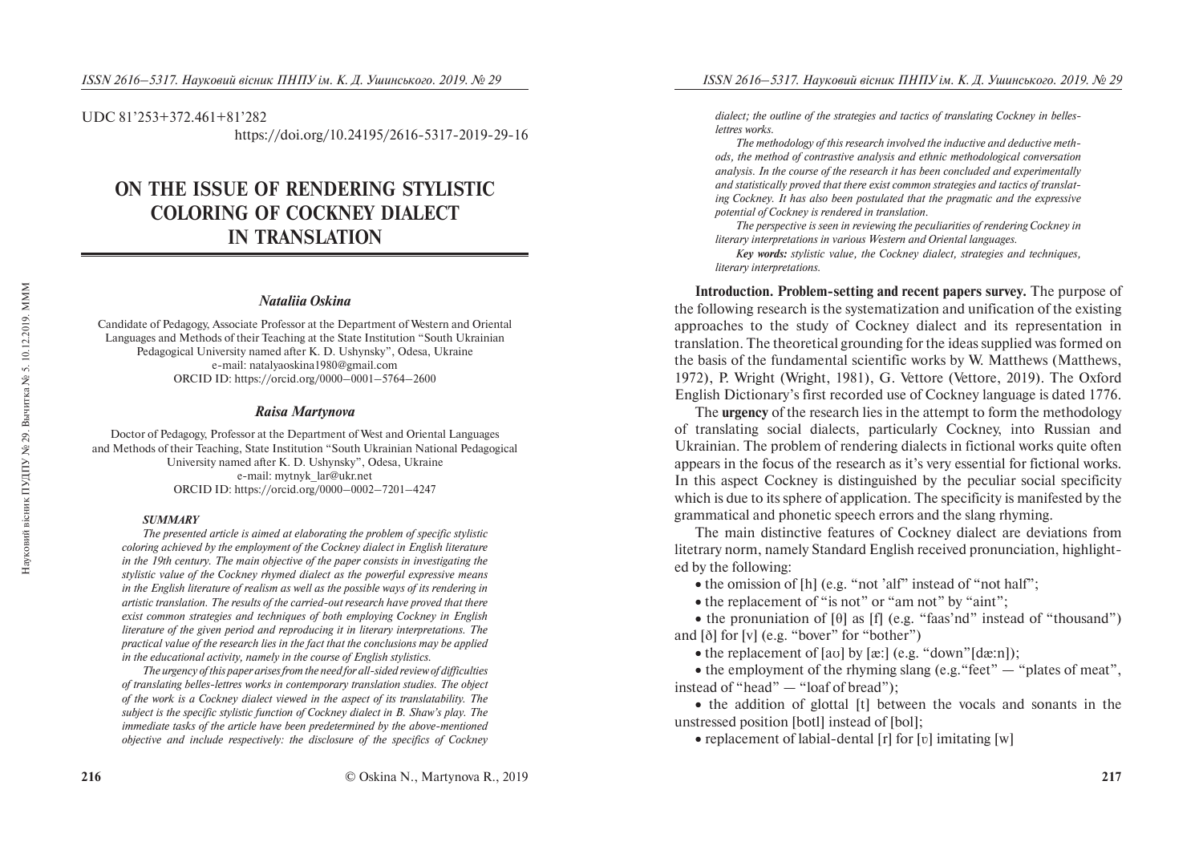UDC 81'253+372.461+81'282

https://doi.org/10.24195/2616-5317-2019-29-16

# ON THE ISSUE OF RENDERING STYLISTIC COLORING OF COCKNEY DIALECT IN TRANSLATION

***Nataliia Oskina***

Candidate of Pedagogy, Associate Professor at the Department of Western and Oriental Languages and Methods of their Teaching at the State Institution "South Ukrainian Pedagogical University named after K. D. Ushynsky", Odesa, Ukraine
e-mail: natalyaoskina1980@gmail.com
ORCID ID: https://orcid.org/0000–0001–5764–2600

***Raisa Martynova***

Doctor of Pedagogy, Professor at the Department of West and Oriental Languages and Methods of their Teaching, State Institution "South Ukrainian National Pedagogical University named after K. D. Ushynsky", Odesa, Ukraine
e-mail: mytnyk_lar@ukr.net
ORCID ID: https://orcid.org/0000–0002–7201–4247

***SUMMARY***

*The presented article is aimed at elaborating the problem of specific stylistic coloring achieved by the employment of the Cockney dialect in English literature in the 19th century. The main objective of the paper consists in investigating the stylistic value of the Cockney rhymed dialect as the powerful expressive means in the English literature of realism as well as the possible ways of its rendering in artistic translation. The results of the carried-out research have proved that there exist common strategies and techniques of both employing Cockney in English literature of the given period and reproducing it in literary interpretations. The practical value of the research lies in the fact that the conclusions may be applied in the educational activity, namely in the course of English stylistics.*

*The urgency of this paper arises from the need for all-sided review of difficulties of translating belles-lettres works in contemporary translation studies. The object of the work is a Cockney dialect viewed in the aspect of its translatability. The subject is the specific stylistic function of Cockney dialect in B. Shaw's play. The immediate tasks of the article have been predetermined by the above-mentioned objective and include respectively: the disclosure of the specifics of Cockney dialect; the outline of the strategies and tactics of translating Cockney in belles-lettres works.*

*The methodology of this research involved the inductive and deductive methods, the method of contrastive analysis and ethnic methodological conversation analysis. In the course of the research it has been concluded and experimentally and statistically proved that there exist common strategies and tactics of translating Cockney. It has also been postulated that the pragmatic and the expressive potential of Cockney is rendered in translation.*

*The perspective is seen in reviewing the peculiarities of rendering Cockney in literary interpretations in various Western and Oriental languages.*

***Key words:*** *stylistic value, the Cockney dialect, strategies and techniques, literary interpretations.*

**Introduction. Problem-setting and recent papers survey.** The purpose of the following research is the systematization and unification of the existing approaches to the study of Cockney dialect and its representation in translation. The theoretical grounding for the ideas supplied was formed on the basis of the fundamental scientific works by W. Matthews (Matthews, 1972), P. Wright (Wright, 1981), G. Vettore (Vettore, 2019). The Oxford English Dictionary's first recorded use of Cockney language is dated 1776.

The **urgency** of the research lies in the attempt to form the methodology of translating social dialects, particularly Cockney, into Russian and Ukrainian. The problem of rendering dialects in fictional works quite often appears in the focus of the research as it's very essential for fictional works. In this aspect Cockney is distinguished by the peculiar social specificity which is due to its sphere of application. The specificity is manifested by the grammatical and phonetic speech errors and the slang rhyming.

The main distinctive features of Cockney dialect are deviations from litetrary norm, namely Standard English received pronunciation, highlighted by the following:

- the omission of [h] (e.g. "not 'alf" instead of "not half";
- the replacement of "is not" or "am not" by "aint";
- the pronuniation of [θ] as [f] (e.g. "faas'nd" instead of "thousand") and [ð] for [v] (e.g. "bover" for "bother")
- the replacement of [aʊ] by [æ:] (e.g. "down"[dæ:n]);
- the employment of the rhyming slang (e.g."feet" — "plates of meat", instead of "head" — "loaf of bread");
- the addition of glottal [t] between the vocals and sonants in the unstressed position [botl] instead of [bol];
- replacement of labial-dental [r] for [ʋ] imitating [w]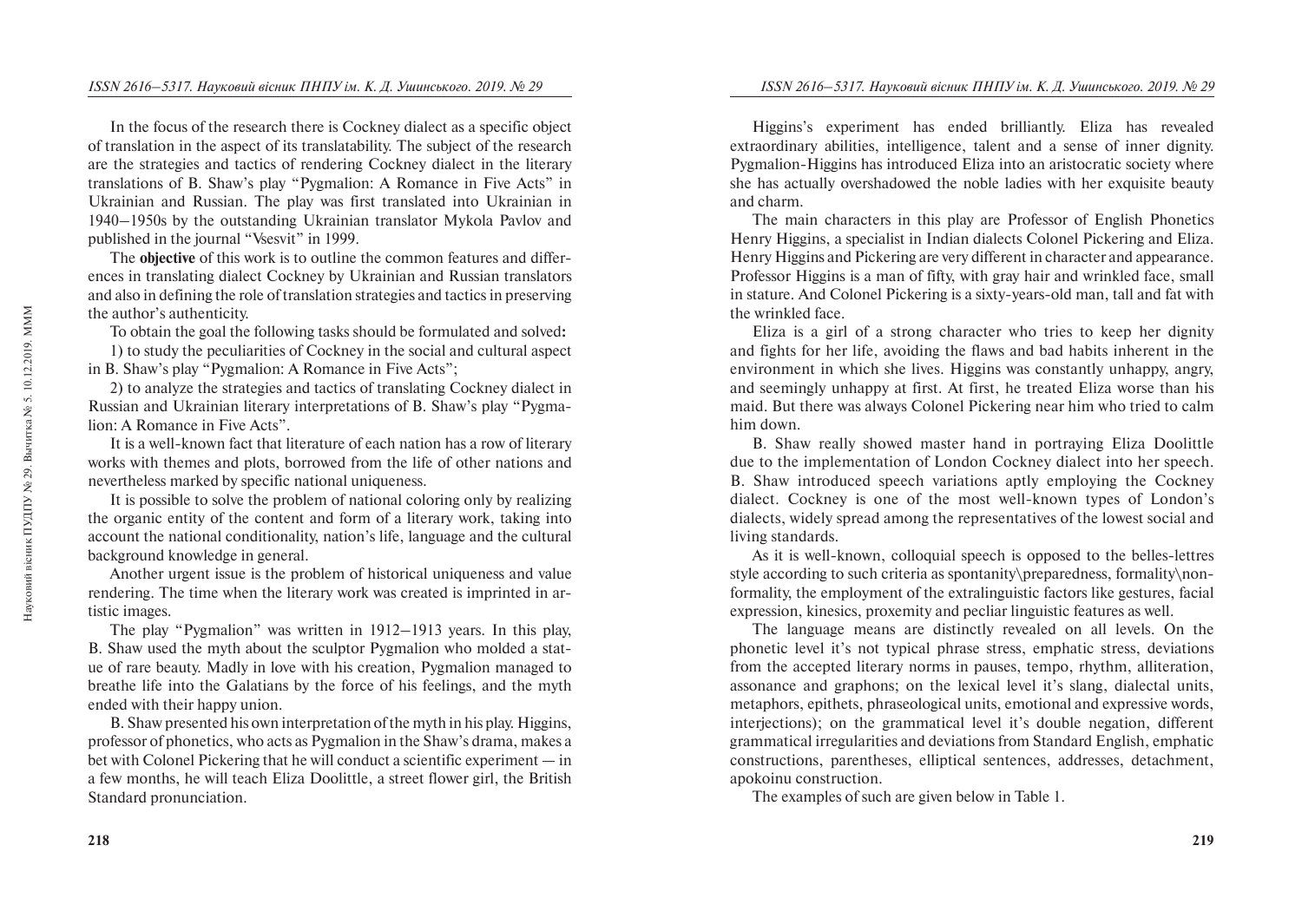In the focus of the research there is Cockney dialect as a specific object of translation in the aspect of its translatability. The subject of the research are the strategies and tactics of rendering Cockney dialect in the literary translations of B. Shaw's play "Pygmalion: A Romance in Five Acts" in Ukrainian and Russian. The play was first translated into Ukrainian in 1940–1950s by the outstanding Ukrainian translator Mykola Pavlov and published in the journal "Vsesvit" in 1999.

The **objective** of this work is to outline the common features and differences in translating dialect Cockney by Ukrainian and Russian translators and also in defining the role of translation strategies and tactics in preserving the author's authenticity.

To obtain the goal the following tasks should be formulated and solved**:**

1) to study the peculiarities of Cockney in the social and cultural aspect in B. Shaw's play "Pygmalion: A Romance in Five Acts";

2) to analyze the strategies and tactics of translating Cockney dialect in Russian and Ukrainian literary interpretations of B. Shaw's play "Pygmalion: A Romance in Five Acts".

It is a well-known fact that literature of each nation has a row of literary works with themes and plots, borrowed from the life of other nations and nevertheless marked by specific national uniqueness.

It is possible to solve the problem of national coloring only by realizing the organic entity of the content and form of a literary work, taking into account the national conditionality, nation's life, language and the cultural background knowledge in general.

Another urgent issue is the problem of historical uniqueness and value rendering. The time when the literary work was created is imprinted in artistic images.

The play "Pygmalion" was written in 1912–1913 years. In this play, B. Shaw used the myth about the sculptor Pygmalion who molded a statue of rare beauty. Madly in love with his creation, Pygmalion managed to breathe life into the Galatians by the force of his feelings, and the myth ended with their happy union.

B. Shaw presented his own interpretation of the myth in his play. Higgins, professor of phonetics, who acts as Pygmalion in the Shaw's drama, makes a bet with Colonel Pickering that he will conduct a scientific experiment — in a few months, he will teach Eliza Doolittle, a street flower girl, the British Standard pronunciation.

Higgins's experiment has ended brilliantly. Eliza has revealed extraordinary abilities, intelligence, talent and a sense of inner dignity. Pygmalion-Higgins has introduced Eliza into an aristocratic society where she has actually overshadowed the noble ladies with her exquisite beauty and charm.

The main characters in this play are Professor of English Phonetics Henry Higgins, a specialist in Indian dialects Colonel Pickering and Eliza. Henry Higgins and Pickering are very different in character and appearance. Professor Higgins is a man of fifty, with gray hair and wrinkled face, small in stature. And Colonel Pickering is a sixty-years-old man, tall and fat with the wrinkled face.

Eliza is a girl of a strong character who tries to keep her dignity and fights for her life, avoiding the flaws and bad habits inherent in the environment in which she lives. Higgins was constantly unhappy, angry, and seemingly unhappy at first. At first, he treated Eliza worse than his maid. But there was always Colonel Pickering near him who tried to calm him down.

B. Shaw really showed master hand in portraying Eliza Doolittle due to the implementation of London Cockney dialect into her speech. B. Shaw introduced speech variations aptly employing the Cockney dialect. Cockney is one of the most well-known types of London's dialects, widely spread among the representatives of the lowest social and living standards.

As it is well-known, colloquial speech is opposed to the belles-lettres style according to such criteria as spontanity\preparedness, formality\non-formality, the employment of the extralinguistic factors like gestures, facial expression, kinesics, proxemity and pecliar linguistic features as well.

The language means are distinctly revealed on all levels. On the phonetic level it's not typical phrase stress, emphatic stress, deviations from the accepted literary norms in pauses, tempo, rhythm, alliteration, assonance and graphons; on the lexical level it's slang, dialectal units, metaphors, epithets, phraseological units, emotional and expressive words, interjections); on the grammatical level it's double negation, different grammatical irregularities and deviations from Standard English, emphatic constructions, parentheses, elliptical sentences, addresses, detachment, apokoinu construction.

The examples of such are given below in Table 1.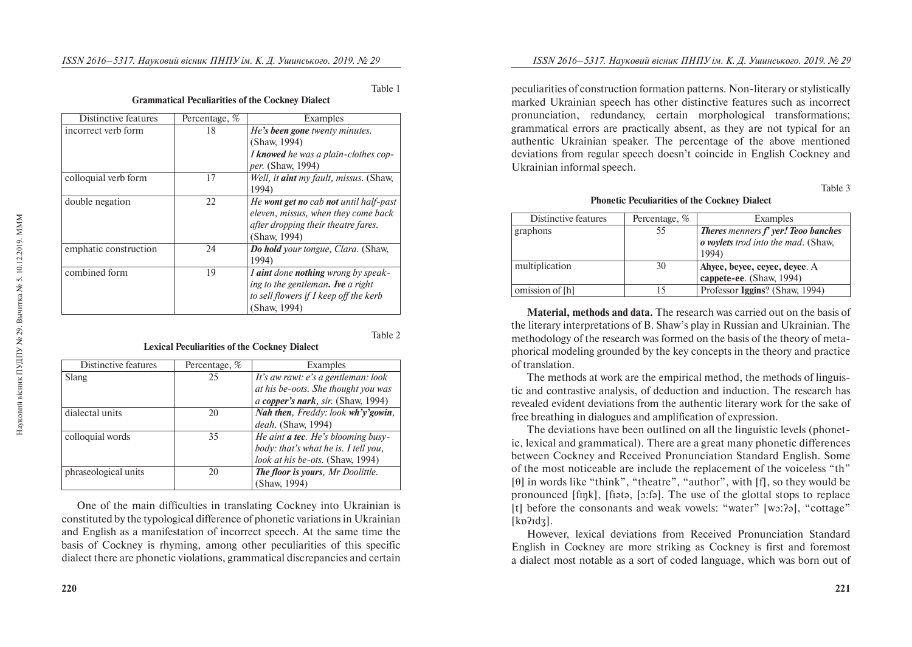Table 1

**Grammatical Peculiarities of the Cockney Dialect**

| Distinctive features | Percentage, % | Examples |
|---|---|---|
| incorrect verb form | 18 | *He's **been gone** twenty minutes.* (Shaw, 1994)<br>*I **knowed** he was a plain-clothes copper.* (Shaw, 1994) |
| colloquial verb form | 17 | *Well, it **aint** my fault, missus.* (Shaw, 1994) |
| double negation | 22 | *He **wont get no** cab **not** until half-past eleven, missus, when they come back after dropping their theatre fares.* (Shaw, 1994) |
| emphatic construction | 24 | ***Do hold** your tongue, Clara.* (Shaw, 1994) |
| combined form | 19 | *I **aint** done **nothing** wrong by speaking to the gentleman. **Ive** a right to sell flowers if I keep off the kerb* (Shaw, 1994) |

Table 2

**Lexical Peculiarities of the Cockney Dialect**

| Distinctive features | Percentage, % | Examples |
|---|---|---|
| Slang | 25 | *It's aw rawt: e's a gentleman: look at his be-oots. She thought you was a **copper's nark**, sir.* (Shaw, 1994) |
| dialectal units | 20 | ***Nah then**, Freddy: look **wh'y'gowin**, deah.* (Shaw, 1994) |
| colloquial words | 35 | *He aint **a tec**. He's blooming busybody: that's what he is. I tell you, look at his be-ots.* (Shaw, 1994) |
| phraseological units | 20 | ***The floor is yours**, Mr Doolittle.* (Shaw, 1994) |

One of the main difficulties in translating Cockney into Ukrainian is constituted by the typological difference of phonetic variations in Ukrainian and English as a manifestation of incorrect speech. At the same time the basis of Cockney is rhyming, among other peculiarities of this specific dialect there are phonetic violations, grammatical discrepancies and certain peculiarities of construction formation patterns. Non-literary or stylistically marked Ukrainian speech has other distinctive features such as incorrect pronunciation, redundancy, certain morphological transformations; grammatical errors are practically absent, as they are not typical for an authentic Ukrainian speaker. The percentage of the above mentioned deviations from regular speech doesn't coincide in English Cockney and Ukrainian informal speech.

Table 3

**Phonetic Peculiarities of the Cockney Dialect**

| Distinctive features | Percentage, % | Examples |
|---|---|---|
| graphons | 55 | ***Theres** menners **f' yer! Teoo banches o voylets** trod into the mad.* (Shaw, 1994) |
| multiplication | 30 | **Ahyee, beyee, ceyee, deyee**. A **cappete-ee**. (Shaw, 1994) |
| omission of [h] | 15 | Professor **Iggins**? (Shaw, 1994) |

**Material, methods and data.** The research was carried out on the basis of the literary interpretations of B. Shaw's play in Russian and Ukrainian. The methodology of the research was formed on the basis of the theory of metaphorical modeling grounded by the key concepts in the theory and practice of translation.

The methods at work are the empirical method, the methods of linguistic and contrastive analysis, of deduction and induction. The research has revealed evident deviations from the authentic literary work for the sake of free breathing in dialogues and amplification of expression.

The deviations have been outlined on all the linguistic levels (phonetic, lexical and grammatical). There are a great many phonetic differences between Cockney and Received Pronunciation Standard English. Some of the most noticeable are include the replacement of the voiceless "th" [θ] in words like "think", "theatre", "author", with [f], so they would be pronounced [fɪŋk], [fɪətə, [ɔ:fə]. The use of the glottal stops to replace [t] before the consonants and weak vowels: "water" [wɔ:ʔə], "cottage" [kɒʔɪdʒ].

However, lexical deviations from Received Pronunciation Standard English in Cockney are more striking as Cockney is first and foremost a dialect most notable as a sort of coded language, which was born out of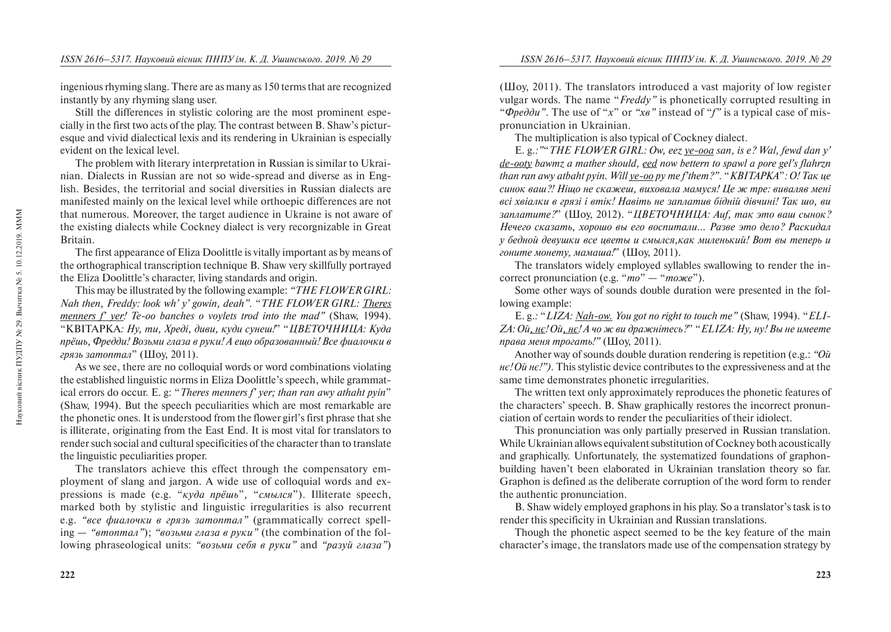ingenious rhyming slang. There are as many as 150 terms that are recognized instantly by any rhyming slang user.

Still the differences in stylistic coloring are the most prominent especially in the first two acts of the play. The contrast between B. Shaw's picturesque and vivid dialectical lexis and its rendering in Ukrainian is especially evident on the lexical level.

The problem with literary interpretation in Russian is similar to Ukrainian. Dialects in Russian are not so wide-spread and diverse as in English. Besides, the territorial and social diversities in Russian dialects are manifested mainly on the lexical level while orthoepic differences are not that numerous. Moreover, the target audience in Ukraine is not aware of the existing dialects while Cockney dialect is very recorgnizable in Great Britain.

The first appearance of Eliza Doolittle is vitally important as by means of the orthographical transcription technique B. Shaw very skillfully portrayed the Eliza Doolittle's character, living standards and origin.

This may be illustrated by the following example: *"THE FLOWER GIRL: Nah then, Freddy: look wh' y' gowin, deah". "THE FLOWER GIRL: Theres menners f' yer! Te-oo banches o voylets trod into the mad"* (Shaw, 1994). "КВІТАРКА*: Ну, ти, Хреді, диви, куди сунеш!*" "*ЦВЕТОЧНИЦА: Куда прёшь, Фредди! Возьми глаза в руки! А ещо образованный! Все фиалочки в грязь затоптал*" (Шоу, 2011).

As we see, there are no colloquial words or word combinations violating the established linguistic norms in Eliza Doolittle's speech, while grammatical errors do occur. E. g: "*Theres menners f' yer; than ran awy athaht pyin*" (Shaw, 1994). But the speech peculiarities which are most remarkable are the phonetic ones. It is understood from the flower girl's first phrase that she is illiterate, originating from the East End. It is most vital for translators to render such social and cultural specificities of the character than to translate the linguistic peculiarities proper.

The translators achieve this effect through the compensatory employment of slang and jargon. A wide use of colloquial words and expressions is made (e.g. "*куда прёшь*", "*смылся*"). Illiterate speech, marked both by stylistic and linguistic irregularities is also recurrent e.g. *"все фиалочки в грязь затоптал"* (grammatically correct spelling — *"втоптал"*); *"возьми глаза в руки"* (the combination of the following phraseological units: *"возьми себя в руки"* and *"разуй глаза"*) (Шоу, 2011). The translators introduced a vast majority of low register vulgar words. The name "*Freddy"* is phonetically corrupted resulting in "*Фредди"*. The use of "*х*" or *"хв"* instead of "*f*" is a typical case of mispronunciation in Ukrainian.

The multiplication is also typical of Cockney dialect.

E. g.:""*THE FLOWER GIRL: Ow, eez ye-ooa san, is e? Wal, fewd dan y' de-ooty bawmz a mather should, eed now bettern to spawl a pore gel's flahrzn than ran awy atbaht pyin. Will ye-oo py me f'them?"*. "*КВІТАРКА*"*: О! Так це синок ваш?! Ніщо не скажеш, виховала мамуся! Це ж тре: виваляв мені всі хвіалки в грязі і втік! Навіть не заплатив бідній дівчині! Так шо, ви заплатите?*" (Шоу, 2012). "*ЦВЕТОЧНИЦА: Auf, так это ваш сынок? Нечего сказать, хорошо вы его воспитали… Разве это дело? Раскидал у бедной девушки все цветы и смылся,как миленький! Вот вы теперь и гоните монету, мамаша!*" (Шоу, 2011).

The translators widely employed syllables swallowing to render the incorrect pronunciation (e.g. "*то*" — "*тоже*").

Some other ways of sounds double duration were presented in the following example:

E. g.: "*LIZA: Nah-ow. You got no right to touch me"* (Shaw, 1994). "*ELIZA: Ой, нє! Ой, нє! А чо ж ви дражнітесь?*" "*ELIZA: Ну, ну! Вы не имеете права меня трогать!"* (Шоу, 2011).

Another way of sounds double duration rendering is repetition (e.g.: *"Ой нє! Ой нє!")*. This stylistic device contributes to the expressiveness and at the same time demonstrates phonetic irregularities.

The written text only approximately reproduces the phonetic features of the characters' speech. B. Shaw graphically restores the incorrect pronunciation of certain words to render the peculiarities of their idiolect.

This pronunciation was only partially preserved in Russian translation. While Ukrainian allows equivalent substitution of Cockney both acoustically and graphically. Unfortunately, the systematized foundations of graphon-building haven't been elaborated in Ukrainian translation theory so far. Graphon is defined as the deliberate corruption of the word form to render the authentic pronunciation.

B. Shaw widely employed graphons in his play. So a translator's task is to render this specificity in Ukrainian and Russian translations.

Though the phonetic aspect seemed to be the key feature of the main character's image, the translators made use of the compensation strategy by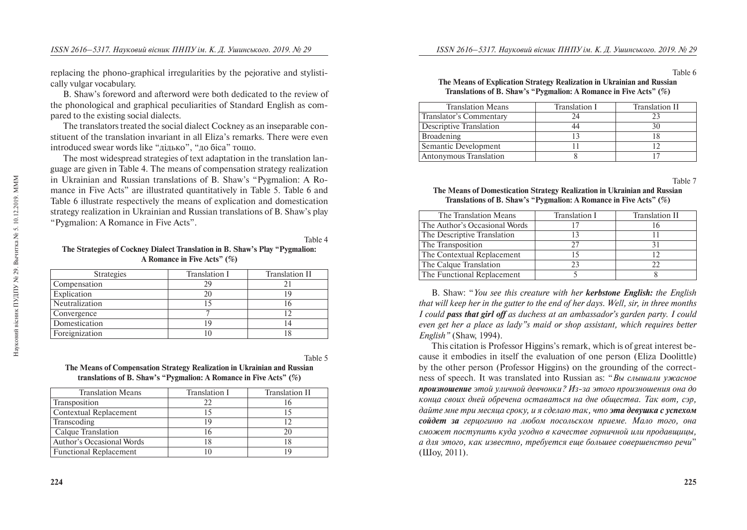replacing the phono-graphical irregularities by the pejorative and stylistically vulgar vocabulary.

B. Shaw's foreword and afterword were both dedicated to the review of the phonological and graphical peculiarities of Standard English as compared to the existing social dialects.

The translators treated the social dialect Cockney as an inseparable constituent of the translation invariant in all Eliza's remarks. There were even introduced swear words like "дідько", "до біса" тощо.

The most widespread strategies of text adaptation in the translation language are given in Table 4. The means of compensation strategy realization in Ukrainian and Russian translations of B. Shaw's "Pygmalion: A Romance in Five Acts" are illustrated quantitatively in Table 5. Table 6 and Table 6 illustrate respectively the means of explication and domestication strategy realization in Ukrainian and Russian translations of B. Shaw's play "Pygmalion: A Romance in Five Acts".

Table 4

**The Strategies of Cockney Dialect Translation in B. Shaw's Play "Pygmalion: A Romance in Five Acts" (%)**

| Strategies | Translation I | Translation II |
|---|---|---|
| Compensation | 29 | 21 |
| Explication | 20 | 19 |
| Neutralization | 15 | 16 |
| Convergence | 7 | 12 |
| Domestication | 19 | 14 |
| Foreignization | 10 | 18 |

Table 5

**The Means of Compensation Strategy Realization in Ukrainian and Russian translations of B. Shaw's "Pygmalion: A Romance in Five Acts" (%)**

| Translation Means | Translation I | Translation II |
|---|---|---|
| Transposition | 22 | 16 |
| Contextual Replacement | 15 | 15 |
| Transcoding | 19 | 12 |
| Calque Translation | 16 | 20 |
| Author's Occasional Words | 18 | 18 |
| Functional Replacement | 10 | 19 |

Table 6

**The Means of Explication Strategy Realization in Ukrainian and Russian Translations of B. Shaw's "Pygmalion: A Romance in Five Acts" (%)**

| Translation Means | Translation I | Translation II |
|---|---|---|
| Translator's Commentary | 24 | 23 |
| Descriptive Translation | 44 | 30 |
| Broadening | 13 | 18 |
| Semantic Development | 11 | 12 |
| Antonymous Translation | 8 | 17 |

Table 7

**The Means of Domestication Strategy Realization in Ukrainian and Russian Translations of B. Shaw's "Pygmalion: A Romance in Five Acts" (%)**

| The Translation Means | Translation I | Translation II |
|---|---|---|
| The Author's Occasional Words | 17 | 16 |
| The Descriptive Translation | 13 | 11 |
| The Transposition | 27 | 31 |
| The Contextual Replacement | 15 | 12 |
| The Calque Translation | 23 | 22 |
| The Functional Replacement | 5 | 8 |

B. Shaw: "*You see this creature with her **kerbstone English:** the English that will keep her in the gutter to the end of her days. Well, sir, in three months I could **pass that girl off** as duchess at an ambassador's garden party. I could even get her a place as lady"s maid or shop assistant, which requires better English"* (Shaw, 1994).

This citation is Professor Higgins's remark, which is of great interest because it embodies in itself the evaluation of one person (Eliza Doolittle) by the other person (Professor Higgins) on the grounding of the correctness of speech. It was translated into Russian as: "*Вы слышали ужасное **произношение** этой уличной девчонки? Из-за этого произношения она до конца своих дней обречена оставаться на дне общества. Так вот, сэр, дайте мне три месяца сроку, и я сделаю так, что **эта девушка с успехом сойдет за** герцогиню на любом посольском приеме. Мало того, она сможет поступить куда угодно в качестве горничной или продавщицы, а для этого, как известно, требуется еще большее совершенство речи*" (Шоу, 2011).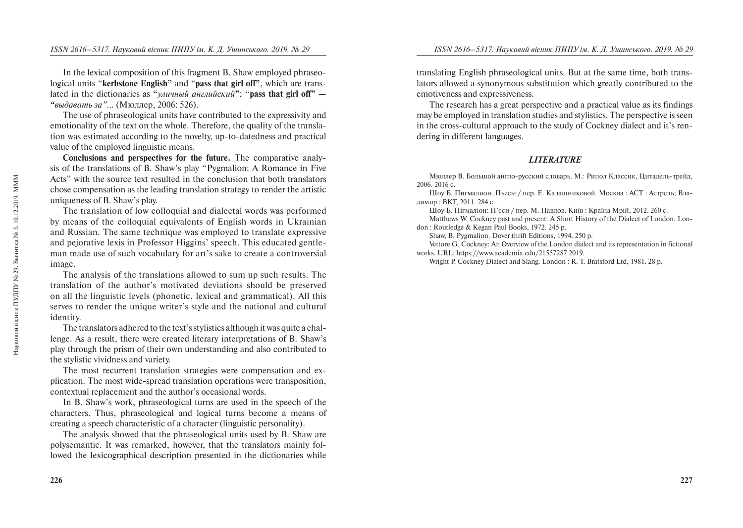In the lexical composition of this fragment B. Shaw employed phraseological units "**kerbstone English**" and "**pass that girl off**", which are translated in the dictionaries as "*уличный английский*"; "**pass that girl off**" — *"выдавать за"*... (Мюллер, 2006: 526).

The use of phraseological units have contributed to the expressivity and emotionality of the text on the whole. Therefore, the quality of the translation was estimated according to the novelty, up-to-datedness and practical value of the employed linguistic means.

**Conclusions and perspectives for the future.** The comparative analysis of the translations of B. Shaw's play "Pygmalion: A Romance in Five Acts" with the source text resulted in the conclusion that both translators chose compensation as the leading translation strategy to render the artistic uniqueness of B. Shaw's play.

The translation of low colloquial and dialectal words was performed by means of the colloquial equivalents of English words in Ukrainian and Russian. The same technique was employed to translate expressive and pejorative lexis in Professor Higgins' speech. This educated gentleman made use of such vocabulary for art's sake to create a controversial image.

The analysis of the translations allowed to sum up such results. The translation of the author's motivated deviations should be preserved on all the linguistic levels (phonetic, lexical and grammatical). All this serves to render the unique writer's style and the national and cultural identity.

The translators adhered to the text's stylistics although it was quite a challenge. As a result, there were created literary interpretations of B. Shaw's play through the prism of their own understanding and also contributed to the stylistic vividness and variety.

The most recurrent translation strategies were compensation and explication. The most wide-spread translation operations were transposition, contextual replacement and the author's occasional words.

In B. Shaw's work, phraseological turns are used in the speech of the characters. Thus, phraseological and logical turns become a means of creating a speech characteristic of a character (linguistic personality).

The analysis showed that the phraseological units used by B. Shaw are polysemantic. It was remarked, however, that the translators mainly followed the lexicographical description presented in the dictionaries while translating English phraseological units. But at the same time, both translators allowed a synonymous substitution which greatly contributed to the emotiveness and expressiveness.

The research has a great perspective and a practical value as its findings may be employed in translation studies and stylistics. The perspective is seen in the cross-cultural approach to the study of Cockney dialect and it's rendering in different languages.

## *LITERATURE*

Мюллер В. Большой англо-русский словарь. М.: Рипол Классик, Цитадель-трейд, 2006. 2016 с.

Шоу Б. Пигмалион. Пьесы / пер. Е. Калашниковой. Москва : АСТ : Астрель; Владимир : ВКТ, 2011. 284 с.

Шоу Б. Пігмаліон: П'єси / пер. М. Павлов. Київ : Країна Мрій, 2012. 260 с.

Matthews W. Cockney past and present: A Short History of the Dialect of London. London : Routledge & Kegan Paul Books, 1972. 245 p.

Shaw, B. Pygmalion. Dover thrift Editions, 1994. 250 p.

Vettore G. Cockney: An Overview of the London dialect and its representation in fictional works. URL: https://www.academia.edu/21557287 2019.

Wright P. Cockney Dialect and Slang. London : R. T. Bratsford Ltd, 1981. 28 p.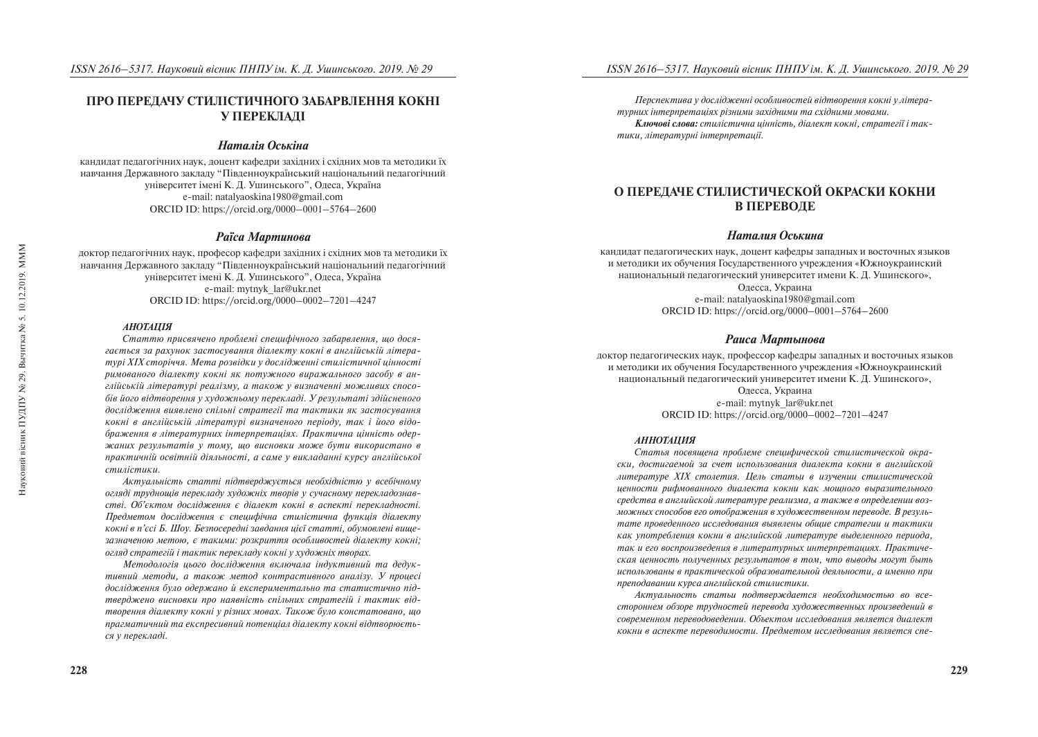# ПРО ПЕРЕДАЧУ СТИЛІСТИЧНОГО ЗАБАРВЛЕННЯ КОКНІ У ПЕРЕКЛАДІ

### *Наталія Оськіна*

кандидат педагогічних наук, доцент кафедри західних і східних мов та методики їх навчання Державного закладу "Південноукраїнський національний педагогічний університет імені К. Д. Ушинського", Одеса, Україна
e-mail: natalyaoskina1980@gmail.com
ORCID ID: https://orcid.org/0000–0001–5764–2600

### *Раїса Мартинова*

доктор педагогічних наук, професор кафедри західних і східних мов та методики їх навчання Державного закладу "Південноукраїнський національний педагогічний університет імені К. Д. Ушинського", Одеса, Україна
e-mail: mytnyk_lar@ukr.net
ORCID ID: https://orcid.org/0000–0002–7201–4247

#### *АНОТАЦІЯ*

*Статтю присвячено проблемі специфічного забарвлення, що досягається за рахунок застосування діалекту кокні в англійській літературі XIX сторіччя. Мета розвідки у дослідженні стилістичної цінності римованого діалекту кокні як потужного виражального засобу в англійській літературі реалізму, а також у визначенні можливих способів його відтворення у художньому перекладі. У результаті здійсненого дослідження виявлено спільні стратегії та тактики як застосування кокні в англійській літературі визначеного періоду, так і його відображення в літературних інтерпретаціях. Практична цінність одержаних результатів у тому, що висновки може бути використано в практичній освітній діяльності, а саме у викладанні курсу англійської стилістики.*

*Актуальність статті підтверджується необхідністю у всебічному огляді труднощів перекладу художніх творів у сучасному перекладознавстві. Об'єктом дослідження є діалект кокні в аспекті перекладності. Предметом дослідження є специфічна стилістична функція діалекту кокні в п'єсі Б. Шоу. Безпосередні завдання цієї статті, обумовлені вищезазначеною метою, є такими: розкриття особливостей діалекту кокні; огляд стратегій і тактик перекладу кокні у художніх творах.*

*Методологія цього дослідження включала індуктивний та дедуктивний методи, а також метод контрастивного аналізу. У процесі дослідження було одержано й експериментально та статистично підтверджено висновки про наявність спільних стратегій і тактик відтворення діалекту кокні у різних мовах. Також було констатовано, що прагматичний та експресивний потенціал діалекту кокні відтворюється у перекладі.*

*Перспектива у дослідженні особливостей відтворення кокні у літературних інтерпретаціях різними західними та східними мовами.*

***Ключові слова:*** *стилістична цінність, діалект кокні, стратегії і тактики, літературні інтерпретації.*

# О ПЕРЕДАЧЕ СТИЛИСТИЧЕСКОЙ ОКРАСКИ КОКНИ В ПЕРЕВОДЕ

### *Наталия Оськина*

кандидат педагогических наук, доцент кафедры западных и восточных языков и методики их обучения Государственного учреждения «Южноукраинский национальный педагогический университет имени К. Д. Ушинского», Одесса, Украина
e-mail: natalyaoskina1980@gmail.com
ORCID ID: https://orcid.org/0000–0001–5764–2600

### *Раиса Мартынова*

доктор педагогических наук, профессор кафедры западных и восточных языков и методики их обучения Государственного учреждения «Южноукраинский национальный педагогический университет имени К. Д. Ушинского», Одесса, Украина
e-mail: mytnyk_lar@ukr.net
ORCID ID: https://orcid.org/0000–0002–7201–4247

#### *АННОТАЦИЯ*

*Статья посвящена проблеме специфической стилистической окраски, достигаемой за счет использования диалекта кокни в английской литературе XIX столетия. Цель статьи в изучении стилистической ценности рифмованного диалекта кокни как мощного выразительного средства в английской литературе реализма, а также в определении возможных способов его отображения в художественном переводе. В результате проведенного исследования выявлены общие стратегии и тактики как употребления кокни в английской литературе выделенного периода, так и его воспроизведения в литературных интерпретациях. Практическая ценность полученных результатов в том, что выводы могут быть использованы в практической образовательной деятельности, а именно при преподавании курса английской стилистики.*

*Актуальность статьи подтверждается необходимостью во всестороннем обзоре трудностей перевода художественных произведений в современном переводоведении. Объектом исследования является диалект кокни в аспекте переводимости. Предметом исследования является спе-*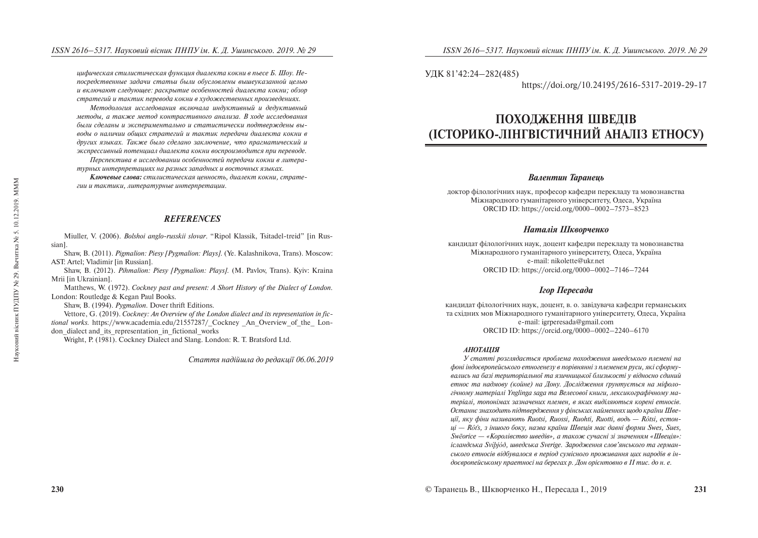цифическая стилистическая функция диалекта кокни в пьесе Б. Шоу. Непосредственные задачи статьи были обусловлены вышеуказанной целью и включают следующее: раскрытие особенностей диалекта кокни; обзор стратегий и тактик перевода кокни в художественных произведениях.

*Методология исследования включала индуктивный и дедуктивный методы, а также метод контрастивного анализа. В ходе исследования были сделаны и экспериментально и статистически подтверждены выводы о наличии общих стратегий и тактик передачи диалекта кокни в других языках. Также было сделано заключение, что прагматический и экспрессивный потенциал диалекта кокни воспроизводится при переводе.*

*Перспектива в исследовании особенностей передачи кокни в литературных интерпретациях на разных западных и восточных языках.*

***Ключевые слова:*** *стилистическая ценность, диалект кокни, стратегии и тактики, литературные интерпретации.*

## REFERENCES

Miuller, V. (2006). *Bolshoi anglo-russkii slovar.* "Ripol Klassik, Tsitadel-treid" [in Russian].

Shaw, B. (2011). *Pigmalion: Piesy [Pygmalion: Plays].* (Ye. Kalashnikova, Trans). Moscow: AST: Artel; Vladimir [in Russian].

Shaw, B. (2012). *Pihmalion: Piesy [Pygmalion: Plays].* (M. Pavlov, Trans). Kyiv: Kraina Mrii [in Ukrainian].

Matthews, W. (1972). *Cockney past and present: A Short History of the Dialect of London.* London: Routledge & Kegan Paul Books.

Shaw, B. (1994). *Pygmalion.* Dover thrift Editions.

Vettore, G. (2019). *Cockney: An Overview of the London dialect and its representation in fictional works.* https://www.academia.edu/21557287/_Cockney _An_Overview_of_the_ London_dialect and_its_representation_in_fictional_works

Wright, P. (1981). Cockney Dialect and Slang. London: R. T. Bratsford Ltd.

*Стаття надійшла до редакції 06.06.2019*

УДК 81'42:24–282(485)

https://doi.org/10.24195/2616-5317-2019-29-17

# ПОХОДЖЕННЯ ШВЕДІВ (ІСТОРИКО-ЛІНГВІСТИЧНИЙ АНАЛІЗ ЕТНОСУ)

***Валентин Таранець***

доктор філологічних наук, професор кафедри перекладу та мовознавства Міжнародного гуманітарного університету, Одеса, Україна
ORCID ID: https://orcid.org/0000–0002–7573–8523

***Наталія Шкворченко***

кандидат філологічних наук, доцент кафедри перекладу та мовознавства Міжнародного гуманітарного університету, Одеса, Україна
e-mail: nikolette@ukr.net
ORCID ID: https://orcid.org/0000–0002–7146–7244

***Ігор Пересада***

кандидат філологічних наук, доцент, в. о. завідувача кафедри германських та східних мов Міжнародного гуманітарного університету, Одеса, Україна
e-mail: igrperesada@gmail.com
ORCID ID: https://orcid.org/0000–0002–2240–6170

***АНОТАЦІЯ***

*У статті розглядається проблема походження шведського племені на фоні індоєвропейського етногенезу в порівнянні з племенем руси, які сформувались на базі територіальної та язичницької близькості у відносно єдиний етнос та надмову (койне) на Дону. Дослідження ґрунтується на міфологічному матеріалі Ynglinga saga та Велесової книги, лексикографічному матеріалі, топонімах зазначених племен, в яких виділяються корені етносів. Останнє знаходить підтвердження у фінських найменнях щодо країни Швеції, яку фіни називають Ruotsi, Ruossi, Ruohti, Ruotti, водь – Rôtsi, естонці – Rôťs, з іншого боку, назва країни Швеція має давні форми Swes, Sues, Swēorice – «Королівство шведів», а також сучасні зі значенням «Швеція»: ісландська Sviþjóð, шведська Sverige. Зародження слов'янського та германського етносів відбувалося в період сумісного проживання цих народів в індоєвропейському праетносі на берегах р. Дон орієнтовно в ІІ тис. до н. е.*

© Таранець В., Шкворченко Н., Пересада І., 2019